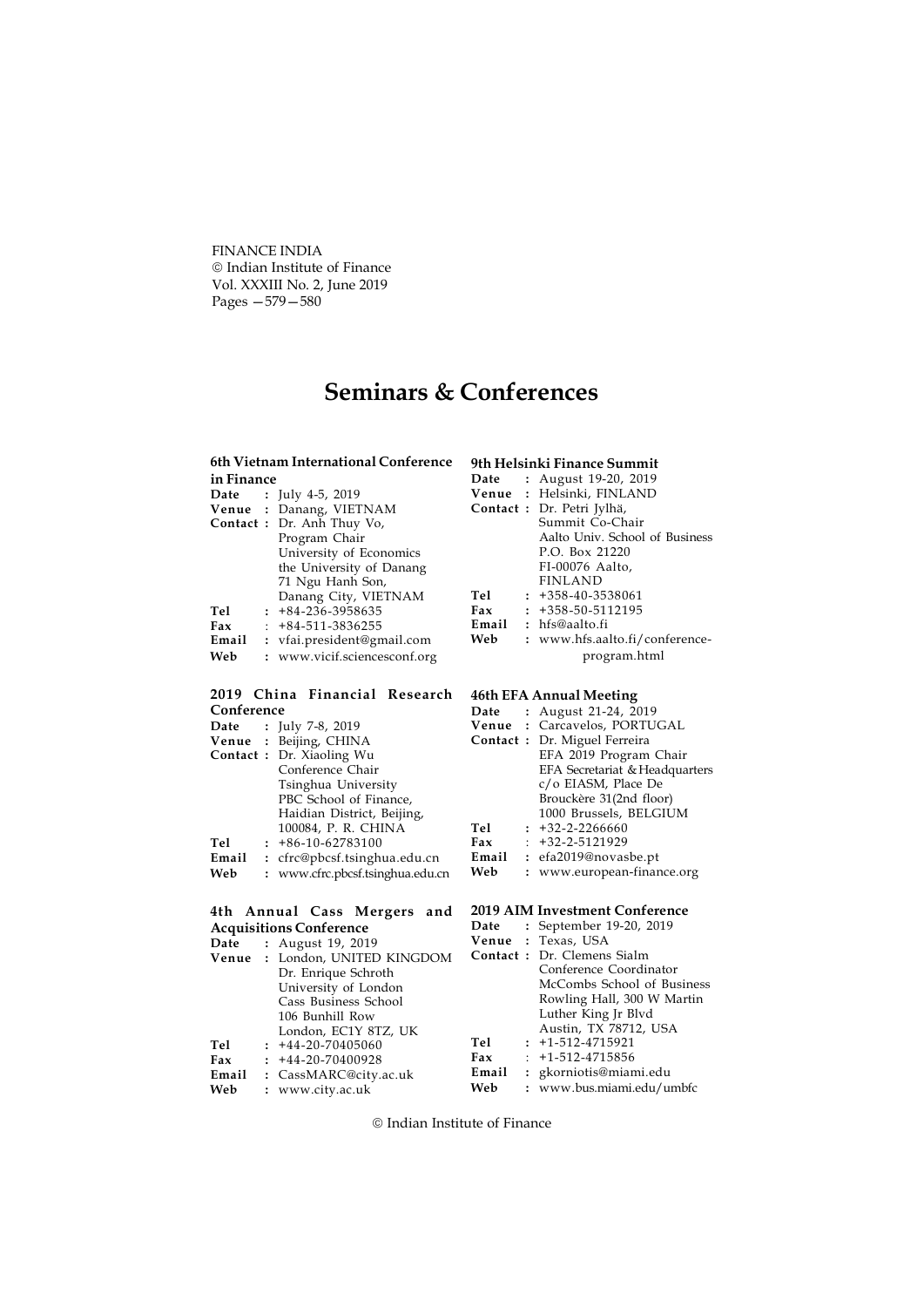# Seminars & Conferences

### 6th Vietnam International Conference in Finance

**Date** : July 4-5, 2019
**Venue** : Danang, VIETNAM
**Contact** : Dr. Anh Thuy Vo,
Program Chair
University of Economics
the University of Danang
71 Ngu Hanh Son,
Danang City, VIETNAM
**Tel** : +84-236-3958635
**Fax** : +84-511-3836255
**Email** : vfai.president@gmail.com
**Web** : www.vicif.sciencesconf.org

### 2019 China Financial Research Conference

**Date** : July 7-8, 2019
**Venue** : Beijing, CHINA
**Contact** : Dr. Xiaoling Wu
Conference Chair
Tsinghua University
PBC School of Finance,
Haidian District, Beijing,
100084, P. R. CHINA
**Tel** : +86-10-62783100
**Email** : cfrc@pbcsf.tsinghua.edu.cn
**Web** : www.cfrc.pbcsf.tsinghua.edu.cn

### 4th Annual Cass Mergers and Acquisitions Conference

**Date** : August 19, 2019
**Venue** : London, UNITED KINGDOM
Dr. Enrique Schroth
University of London
Cass Business School
106 Bunhill Row
London, EC1Y 8TZ, UK
**Tel** : +44-20-70405060
**Fax** : +44-20-70400928
**Email** : CassMARC@city.ac.uk
**Web** : www.city.ac.uk

### 9th Helsinki Finance Summit

**Date** : August 19-20, 2019
**Venue** : Helsinki, FINLAND
**Contact** : Dr. Petri Jylhä,
Summit Co-Chair
Aalto Univ. School of Business
P.O. Box 21220
FI-00076 Aalto,
FINLAND
**Tel** : +358-40-3538061
**Fax** : +358-50-5112195
**Email** : hfs@aalto.fi
**Web** : www.hfs.aalto.fi/conference-program.html

### 46th EFA Annual Meeting

**Date** : August 21-24, 2019
**Venue** : Carcavelos, PORTUGAL
**Contact** : Dr. Miguel Ferreira
EFA 2019 Program Chair
EFA Secretariat & Headquarters
c/o EIASM, Place De
Brouckère 31(2nd floor)
1000 Brussels, BELGIUM
**Tel** : +32-2-2266660
**Fax** : +32-2-5121929
**Email** : efa2019@novasbe.pt
**Web** : www.european-finance.org

### 2019 AIM Investment Conference

**Date** : September 19-20, 2019
**Venue** : Texas, USA
**Contact** : Dr. Clemens Sialm
Conference Coordinator
McCombs School of Business
Rowling Hall, 300 W Martin
Luther King Jr Blvd
Austin, TX 78712, USA
**Tel** : +1-512-4715921
**Fax** : +1-512-4715856
**Email** : gkorniotis@miami.edu
**Web** : www.bus.miami.edu/umbfc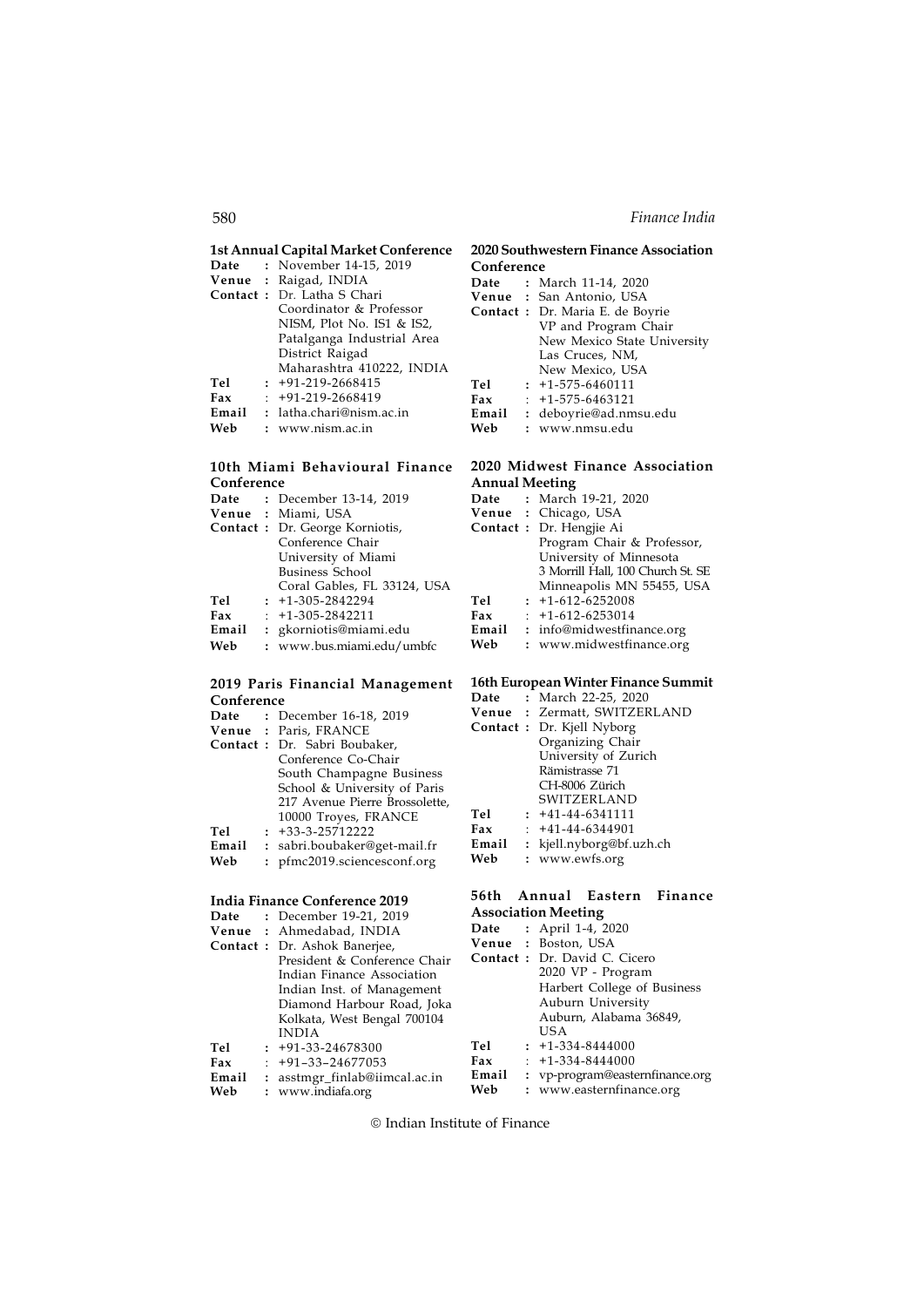### 1st Annual Capital Market Conference

**Date** : November 14-15, 2019
**Venue** : Raigad, INDIA
**Contact** : Dr. Latha S Chari
Coordinator & Professor
NISM, Plot No. IS1 & IS2,
Patalganga Industrial Area
District Raigad
Maharashtra 410222, INDIA
**Tel** : +91-219-2668415
**Fax** : +91-219-2668419
**Email** : latha.chari@nism.ac.in
**Web** : www.nism.ac.in

### 10th Miami Behavioural Finance Conference

**Date** : December 13-14, 2019
**Venue** : Miami, USA
**Contact** : Dr. George Korniotis,
Conference Chair
University of Miami
Business School
Coral Gables, FL 33124, USA
**Tel** : +1-305-2842294
**Fax** : +1-305-2842211
**Email** : gkorniotis@miami.edu
**Web** : www.bus.miami.edu/umbfc

### 2019 Paris Financial Management Conference

**Date** : December 16-18, 2019
**Venue** : Paris, FRANCE
**Contact** : Dr. Sabri Boubaker,
Conference Co-Chair
South Champagne Business
School & University of Paris
217 Avenue Pierre Brossolette,
10000 Troyes, FRANCE
**Tel** : +33-3-25712222
**Email** : sabri.boubaker@get-mail.fr
**Web** : pfmc2019.sciencesconf.org

### India Finance Conference 2019

**Date** : December 19-21, 2019
**Venue** : Ahmedabad, INDIA
**Contact** : Dr. Ashok Banerjee,
President & Conference Chair
Indian Finance Association
Indian Inst. of Management
Diamond Harbour Road, Joka
Kolkata, West Bengal 700104
INDIA
**Tel** : +91-33-24678300
**Fax** : +91–33–24677053
**Email** : asstmgr_finlab@iimcal.ac.in
**Web** : www.indiafa.org

### 2020 Southwestern Finance Association Conference

**Date** : March 11-14, 2020
**Venue** : San Antonio, USA
**Contact** : Dr. Maria E. de Boyrie
VP and Program Chair
New Mexico State University
Las Cruces, NM,
New Mexico, USA
**Tel** : +1-575-6460111
**Fax** : +1-575-6463121
**Email** : deboyrie@ad.nmsu.edu
**Web** : www.nmsu.edu

### 2020 Midwest Finance Association Annual Meeting

**Date** : March 19-21, 2020
**Venue** : Chicago, USA
**Contact** : Dr. Hengjie Ai
Program Chair & Professor,
University of Minnesota
3 Morrill Hall, 100 Church St. SE
Minneapolis MN 55455, USA
**Tel** : +1-612-6252008
**Fax** : +1-612-6253014
**Email** : info@midwestfinance.org
**Web** : www.midwestfinance.org

### 16th European Winter Finance Summit

**Date** : March 22-25, 2020
**Venue** : Zermatt, SWITZERLAND
**Contact** : Dr. Kjell Nyborg
Organizing Chair
University of Zurich
Rämistrasse 71
CH-8006 Zürich
SWITZERLAND
**Tel** : +41-44-6341111
**Fax** : +41-44-6344901
**Email** : kjell.nyborg@bf.uzh.ch
**Web** : www.ewfs.org

### 56th Annual Eastern Finance Association Meeting

**Date** : April 1-4, 2020
**Venue** : Boston, USA
**Contact** : Dr. David C. Cicero
2020 VP - Program
Harbert College of Business
Auburn University
Auburn, Alabama 36849,
USA
**Tel** : +1-334-8444000
**Fax** : +1-334-8444000
**Email** : vp-program@easternfinance.org
**Web** : www.easternfinance.org